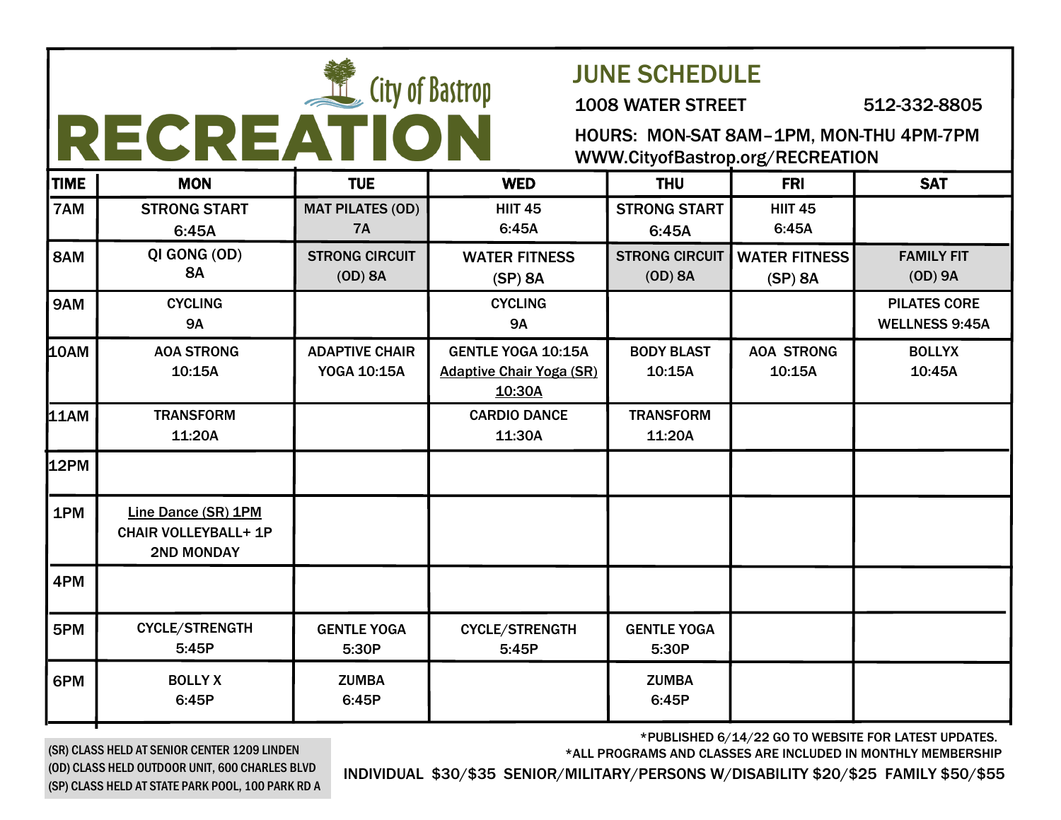# City of Bastrop RECREATION

## JUNE SCHEDULE

1008 WATER STREET 512-332-8805

HOURS: MON-SAT 8AM–1PM, MON-THU 4PM-7PM

WWW.CityofBastrop.org/RECREATION

| TIME | MON | TUE | WED | THU | FRI | SAT |
|---|---|---|---|---|---|---|
| 7AM | STRONG START 6:45A | MAT PILATES (OD) 7A | HIIT 45 6:45A | STRONG START 6:45A | HIIT 45 6:45A | |
| 8AM | QI GONG (OD) 8A | STRONG CIRCUIT (OD) 8A | WATER FITNESS (SP) 8A | STRONG CIRCUIT (OD) 8A | WATER FITNESS (SP) 8A | FAMILY FIT (OD) 9A |
| 9AM | CYCLING 9A | | CYCLING 9A | | | PILATES CORE WELLNESS 9:45A |
| 10AM | AOA STRONG 10:15A | ADAPTIVE CHAIR YOGA 10:15A | GENTLE YOGA 10:15A <u>Adaptive Chair Yoga (SR) 10:30A</u> | BODY BLAST 10:15A | AOA STRONG 10:15A | BOLLYX 10:45A |
| 11AM | TRANSFORM 11:20A | | CARDIO DANCE 11:30A | TRANSFORM 11:20A | | |
| 12PM | | | | | | |
| 1PM | <u>Line Dance (SR) 1PM</u> CHAIR VOLLEYBALL+ 1P 2ND MONDAY | | | | | |
| 4PM | | | | | | |
| 5PM | CYCLE/STRENGTH 5:45P | GENTLE YOGA 5:30P | CYCLE/STRENGTH 5:45P | GENTLE YOGA 5:30P | | |
| 6PM | BOLLY X 6:45P | ZUMBA 6:45P | | ZUMBA 6:45P | | |

(SR) CLASS HELD AT SENIOR CENTER 1209 LINDEN
(OD) CLASS HELD OUTDOOR UNIT, 600 CHARLES BLVD
(SP) CLASS HELD AT STATE PARK POOL, 100 PARK RD A

*PUBLISHED 6/14/22 GO TO WEBSITE FOR LATEST UPDATES.
*ALL PROGRAMS AND CLASSES ARE INCLUDED IN MONTHLY MEMBERSHIP

INDIVIDUAL $30/$35 SENIOR/MILITARY/PERSONS W/DISABILITY $20/$25 FAMILY $50/$55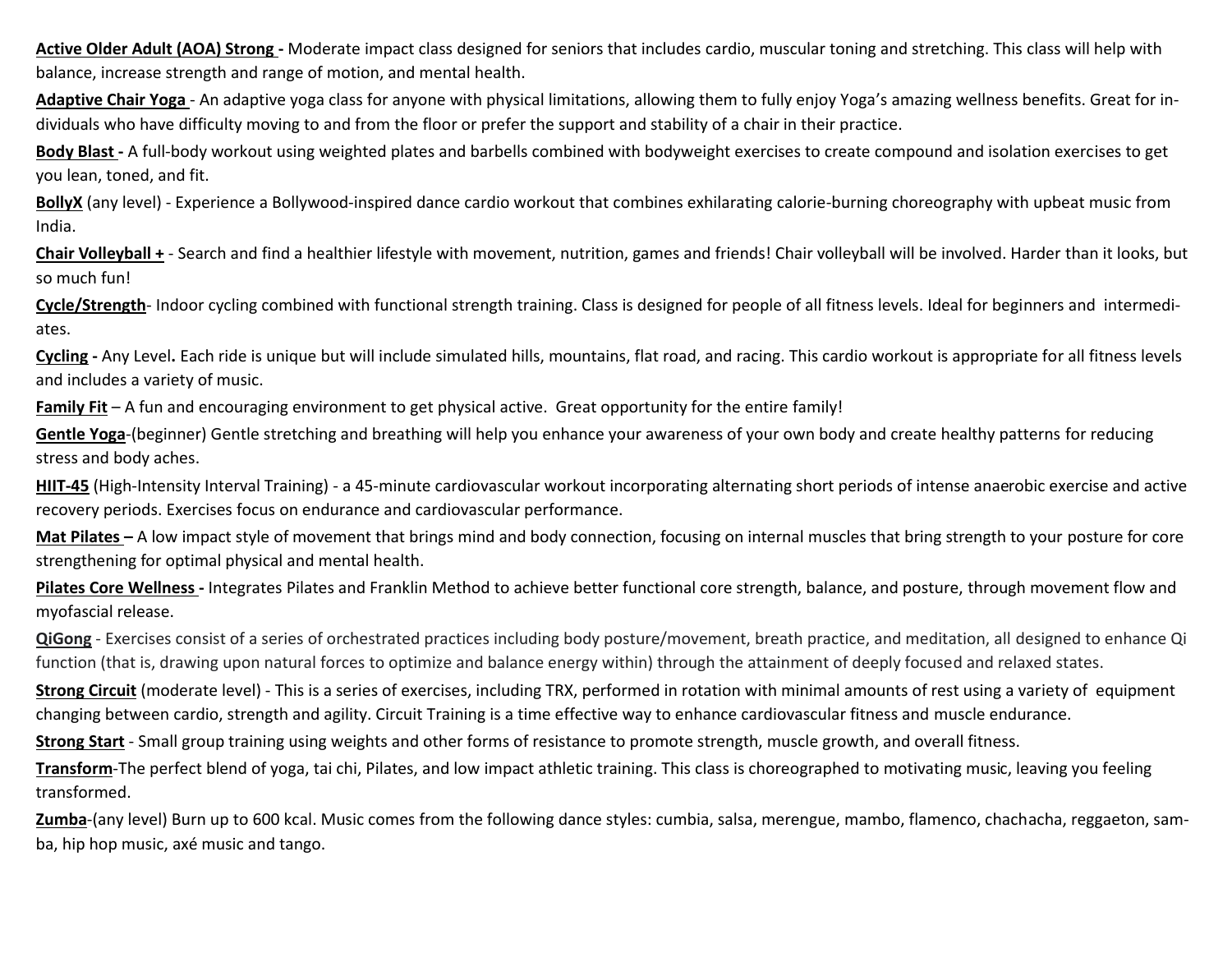**Active Older Adult (AOA) Strong -** Moderate impact class designed for seniors that includes cardio, muscular toning and stretching. This class will help with balance, increase strength and range of motion, and mental health.

**Adaptive Chair Yoga** - An adaptive yoga class for anyone with physical limitations, allowing them to fully enjoy Yoga's amazing wellness benefits. Great for individuals who have difficulty moving to and from the floor or prefer the support and stability of a chair in their practice.

**Body Blast -** A full-body workout using weighted plates and barbells combined with bodyweight exercises to create compound and isolation exercises to get you lean, toned, and fit.

**BollyX** (any level) - Experience a Bollywood-inspired dance cardio workout that combines exhilarating calorie-burning choreography with upbeat music from India.

**Chair Volleyball +** - Search and find a healthier lifestyle with movement, nutrition, games and friends! Chair volleyball will be involved. Harder than it looks, but so much fun!

**Cycle/Strength**- Indoor cycling combined with functional strength training. Class is designed for people of all fitness levels. Ideal for beginners and intermediates.

**Cycling -** Any Level**.** Each ride is unique but will include simulated hills, mountains, flat road, and racing. This cardio workout is appropriate for all fitness levels and includes a variety of music.

**Family Fit** – A fun and encouraging environment to get physical active. Great opportunity for the entire family!

**Gentle Yoga**-(beginner) Gentle stretching and breathing will help you enhance your awareness of your own body and create healthy patterns for reducing stress and body aches.

**HIIT-45** (High-Intensity Interval Training) - a 45-minute cardiovascular workout incorporating alternating short periods of intense anaerobic exercise and active recovery periods. Exercises focus on endurance and cardiovascular performance.

**Mat Pilates –** A low impact style of movement that brings mind and body connection, focusing on internal muscles that bring strength to your posture for core strengthening for optimal physical and mental health.

**Pilates Core Wellness -** Integrates Pilates and Franklin Method to achieve better functional core strength, balance, and posture, through movement flow and myofascial release.

**QiGong** - Exercises consist of a series of orchestrated practices including body posture/movement, breath practice, and meditation, all designed to enhance Qi function (that is, drawing upon natural forces to optimize and balance energy within) through the attainment of deeply focused and relaxed states.

**Strong Circuit** (moderate level) - This is a series of exercises, including TRX, performed in rotation with minimal amounts of rest using a variety of equipment changing between cardio, strength and agility. Circuit Training is a time effective way to enhance cardiovascular fitness and muscle endurance.

**Strong Start** - Small group training using weights and other forms of resistance to promote strength, muscle growth, and overall fitness.

**Transform**-The perfect blend of yoga, tai chi, Pilates, and low impact athletic training. This class is choreographed to motivating music, leaving you feeling transformed.

**Zumba**-(any level) Burn up to 600 kcal. Music comes from the following dance styles: cumbia, salsa, merengue, mambo, flamenco, chachacha, reggaeton, samba, hip hop music, axé music and tango.